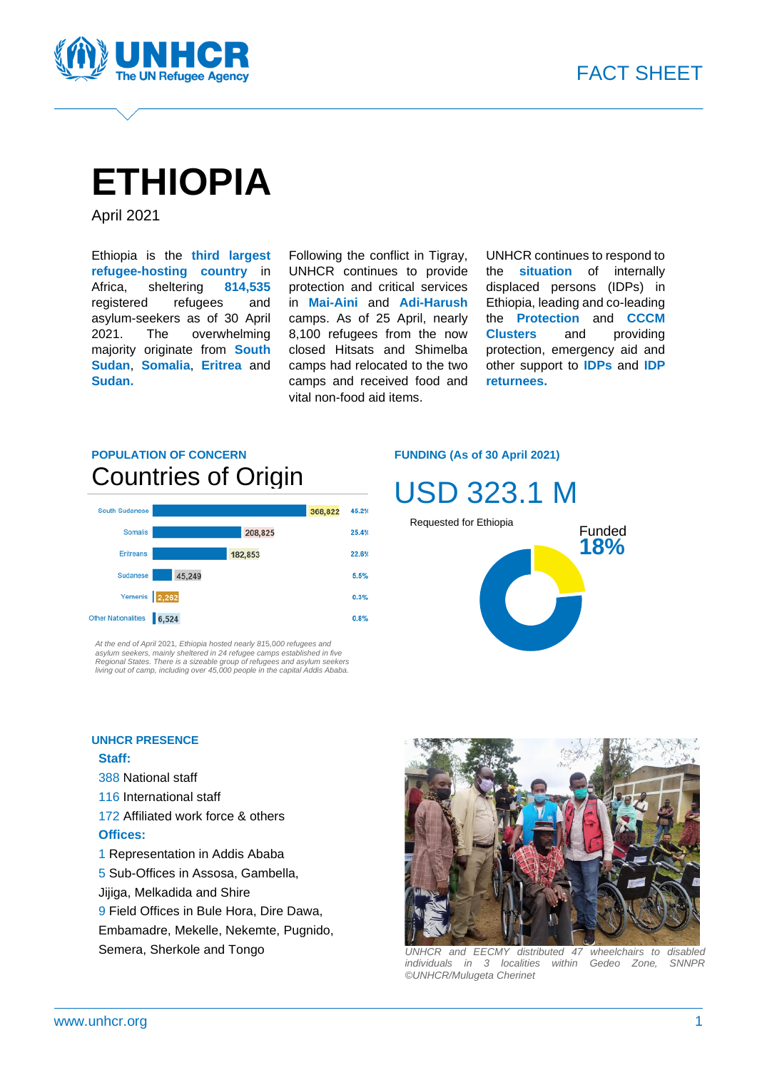FACT SHEET

# ETHIOPIA

April 2021

Ethiopia is the **third largest refugee-hosting country** in Africa, sheltering **814,535** registered refugees and asylum-seekers as of 30 April 2021. The overwhelming majority originate from **South Sudan**, **Somalia**, **Eritrea** and **Sudan.**

Following the conflict in Tigray, UNHCR continues to provide protection and critical services in **Mai-Aini** and **Adi-Harush** camps. As of 25 April, nearly 8,100 refugees from the now closed Hitsats and Shimelba camps had relocated to the two camps and received food and vital non-food aid items.

UNHCR continues to respond to the **situation** of internally displaced persons (IDPs) in Ethiopia, leading and co-leading the **Protection** and **CCCM Clusters** and providing protection, emergency aid and other support to **IDPs** and **IDP returnees.**

## POPULATION OF CONCERN

### Countries of Origin

| Nationality | Number | Percentage |
|---|---|---|
| South Sudanese | 368,822 | 45.2% |
| Somalis | 208,825 | 25.4% |
| Eritreans | 182,853 | 22.6% |
| Sudanese | 45,249 | 5.5% |
| Yemenis | 2,262 | 0.3% |
| Other Nationalities | 6,524 | 0.8% |

*At the end of April 2021, Ethiopia hosted nearly 815,000 refugees and asylum seekers, mainly sheltered in 24 refugee camps established in five Regional States. There is a sizeable group of refugees and asylum seekers living out of camp, including over 45,000 people in the capital Addis Ababa.*

## FUNDING (As of 30 April 2021)

### USD 323.1 M

Requested for Ethiopia

Funded **18%**

## UNHCR PRESENCE

**Staff:**

388 National staff

116 International staff

172 Affiliated work force & others

**Offices:**

1 Representation in Addis Ababa

5 Sub-Offices in Assosa, Gambella, Jijiga, Melkadida and Shire

9 Field Offices in Bule Hora, Dire Dawa, Embamadre, Mekelle, Nekemte, Pugnido, Semera, Sherkole and Tongo

*UNHCR and EECMY distributed 47 wheelchairs to disabled individuals in 3 localities within Gedeo Zone, SNNPR ©UNHCR/Mulugeta Cherinet*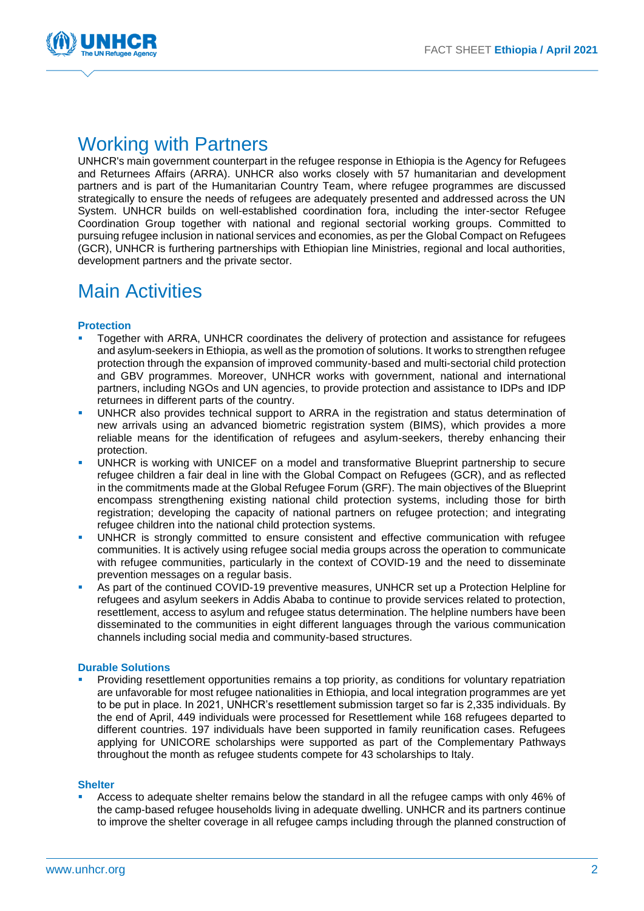## Working with Partners

UNHCR's main government counterpart in the refugee response in Ethiopia is the Agency for Refugees and Returnees Affairs (ARRA). UNHCR also works closely with 57 humanitarian and development partners and is part of the Humanitarian Country Team, where refugee programmes are discussed strategically to ensure the needs of refugees are adequately presented and addressed across the UN System. UNHCR builds on well-established coordination fora, including the inter-sector Refugee Coordination Group together with national and regional sectorial working groups. Committed to pursuing refugee inclusion in national services and economies, as per the Global Compact on Refugees (GCR), UNHCR is furthering partnerships with Ethiopian line Ministries, regional and local authorities, development partners and the private sector.

## Main Activities

### Protection

- Together with ARRA, UNHCR coordinates the delivery of protection and assistance for refugees and asylum-seekers in Ethiopia, as well as the promotion of solutions. It works to strengthen refugee protection through the expansion of improved community-based and multi-sectorial child protection and GBV programmes. Moreover, UNHCR works with government, national and international partners, including NGOs and UN agencies, to provide protection and assistance to IDPs and IDP returnees in different parts of the country.
- UNHCR also provides technical support to ARRA in the registration and status determination of new arrivals using an advanced biometric registration system (BIMS), which provides a more reliable means for the identification of refugees and asylum-seekers, thereby enhancing their protection.
- UNHCR is working with UNICEF on a model and transformative Blueprint partnership to secure refugee children a fair deal in line with the Global Compact on Refugees (GCR), and as reflected in the commitments made at the Global Refugee Forum (GRF). The main objectives of the Blueprint encompass strengthening existing national child protection systems, including those for birth registration; developing the capacity of national partners on refugee protection; and integrating refugee children into the national child protection systems.
- UNHCR is strongly committed to ensure consistent and effective communication with refugee communities. It is actively using refugee social media groups across the operation to communicate with refugee communities, particularly in the context of COVID-19 and the need to disseminate prevention messages on a regular basis.
- As part of the continued COVID-19 preventive measures, UNHCR set up a Protection Helpline for refugees and asylum seekers in Addis Ababa to continue to provide services related to protection, resettlement, access to asylum and refugee status determination. The helpline numbers have been disseminated to the communities in eight different languages through the various communication channels including social media and community-based structures.

### Durable Solutions

- Providing resettlement opportunities remains a top priority, as conditions for voluntary repatriation are unfavorable for most refugee nationalities in Ethiopia, and local integration programmes are yet to be put in place. In 2021, UNHCR's resettlement submission target so far is 2,335 individuals. By the end of April, 449 individuals were processed for Resettlement while 168 refugees departed to different countries. 197 individuals have been supported in family reunification cases. Refugees applying for UNICORE scholarships were supported as part of the Complementary Pathways throughout the month as refugee students compete for 43 scholarships to Italy.

### Shelter

- Access to adequate shelter remains below the standard in all the refugee camps with only 46% of the camp-based refugee households living in adequate dwelling. UNHCR and its partners continue to improve the shelter coverage in all refugee camps including through the planned construction of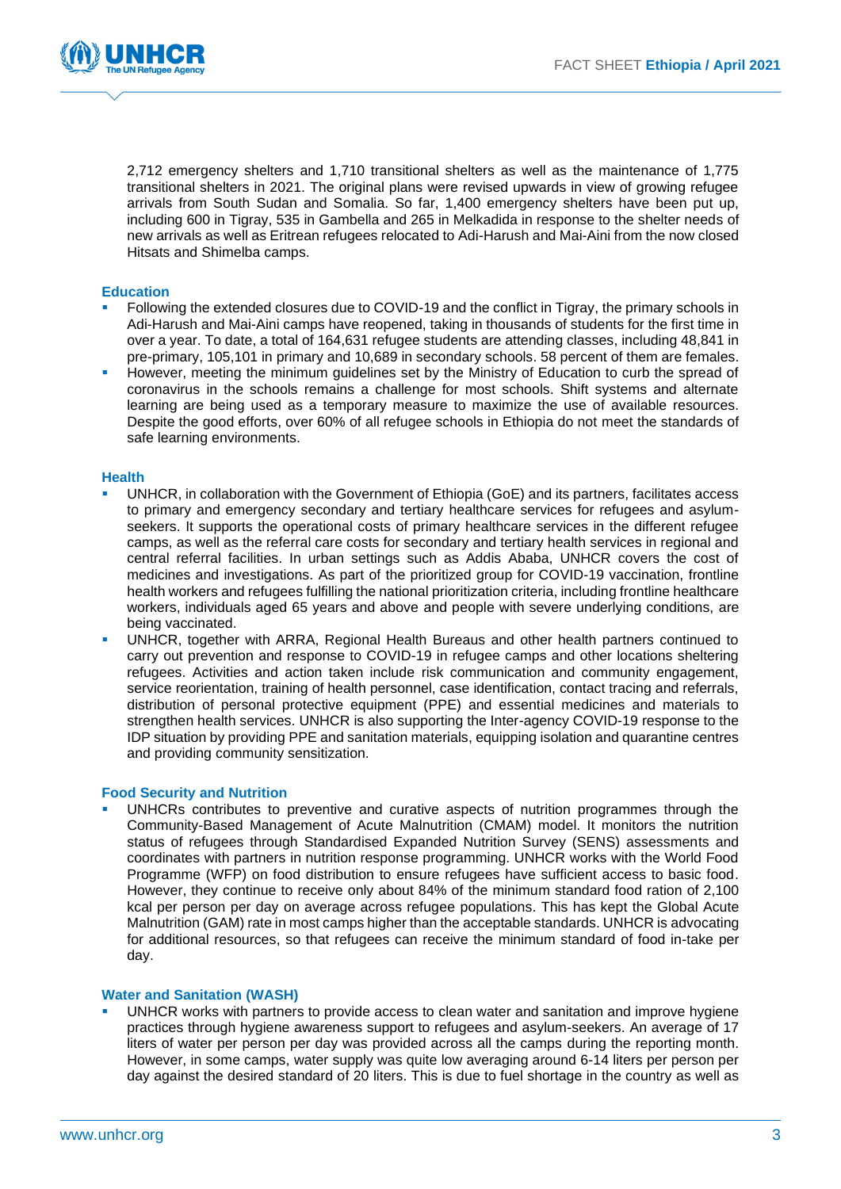2,712 emergency shelters and 1,710 transitional shelters as well as the maintenance of 1,775 transitional shelters in 2021. The original plans were revised upwards in view of growing refugee arrivals from South Sudan and Somalia. So far, 1,400 emergency shelters have been put up, including 600 in Tigray, 535 in Gambella and 265 in Melkadida in response to the shelter needs of new arrivals as well as Eritrean refugees relocated to Adi-Harush and Mai-Aini from the now closed Hitsats and Shimelba camps.

### Education

- Following the extended closures due to COVID-19 and the conflict in Tigray, the primary schools in Adi-Harush and Mai-Aini camps have reopened, taking in thousands of students for the first time in over a year. To date, a total of 164,631 refugee students are attending classes, including 48,841 in pre-primary, 105,101 in primary and 10,689 in secondary schools. 58 percent of them are females.
- However, meeting the minimum guidelines set by the Ministry of Education to curb the spread of coronavirus in the schools remains a challenge for most schools. Shift systems and alternate learning are being used as a temporary measure to maximize the use of available resources. Despite the good efforts, over 60% of all refugee schools in Ethiopia do not meet the standards of safe learning environments.

### Health

- UNHCR, in collaboration with the Government of Ethiopia (GoE) and its partners, facilitates access to primary and emergency secondary and tertiary healthcare services for refugees and asylum-seekers. It supports the operational costs of primary healthcare services in the different refugee camps, as well as the referral care costs for secondary and tertiary health services in regional and central referral facilities. In urban settings such as Addis Ababa, UNHCR covers the cost of medicines and investigations. As part of the prioritized group for COVID-19 vaccination, frontline health workers and refugees fulfilling the national prioritization criteria, including frontline healthcare workers, individuals aged 65 years and above and people with severe underlying conditions, are being vaccinated.
- UNHCR, together with ARRA, Regional Health Bureaus and other health partners continued to carry out prevention and response to COVID-19 in refugee camps and other locations sheltering refugees. Activities and action taken include risk communication and community engagement, service reorientation, training of health personnel, case identification, contact tracing and referrals, distribution of personal protective equipment (PPE) and essential medicines and materials to strengthen health services. UNHCR is also supporting the Inter-agency COVID-19 response to the IDP situation by providing PPE and sanitation materials, equipping isolation and quarantine centres and providing community sensitization.

### Food Security and Nutrition

- UNHCRs contributes to preventive and curative aspects of nutrition programmes through the Community-Based Management of Acute Malnutrition (CMAM) model. It monitors the nutrition status of refugees through Standardised Expanded Nutrition Survey (SENS) assessments and coordinates with partners in nutrition response programming. UNHCR works with the World Food Programme (WFP) on food distribution to ensure refugees have sufficient access to basic food. However, they continue to receive only about 84% of the minimum standard food ration of 2,100 kcal per person per day on average across refugee populations. This has kept the Global Acute Malnutrition (GAM) rate in most camps higher than the acceptable standards. UNHCR is advocating for additional resources, so that refugees can receive the minimum standard of food in-take per day.

### Water and Sanitation (WASH)

- UNHCR works with partners to provide access to clean water and sanitation and improve hygiene practices through hygiene awareness support to refugees and asylum-seekers. An average of 17 liters of water per person per day was provided across all the camps during the reporting month. However, in some camps, water supply was quite low averaging around 6-14 liters per person per day against the desired standard of 20 liters. This is due to fuel shortage in the country as well as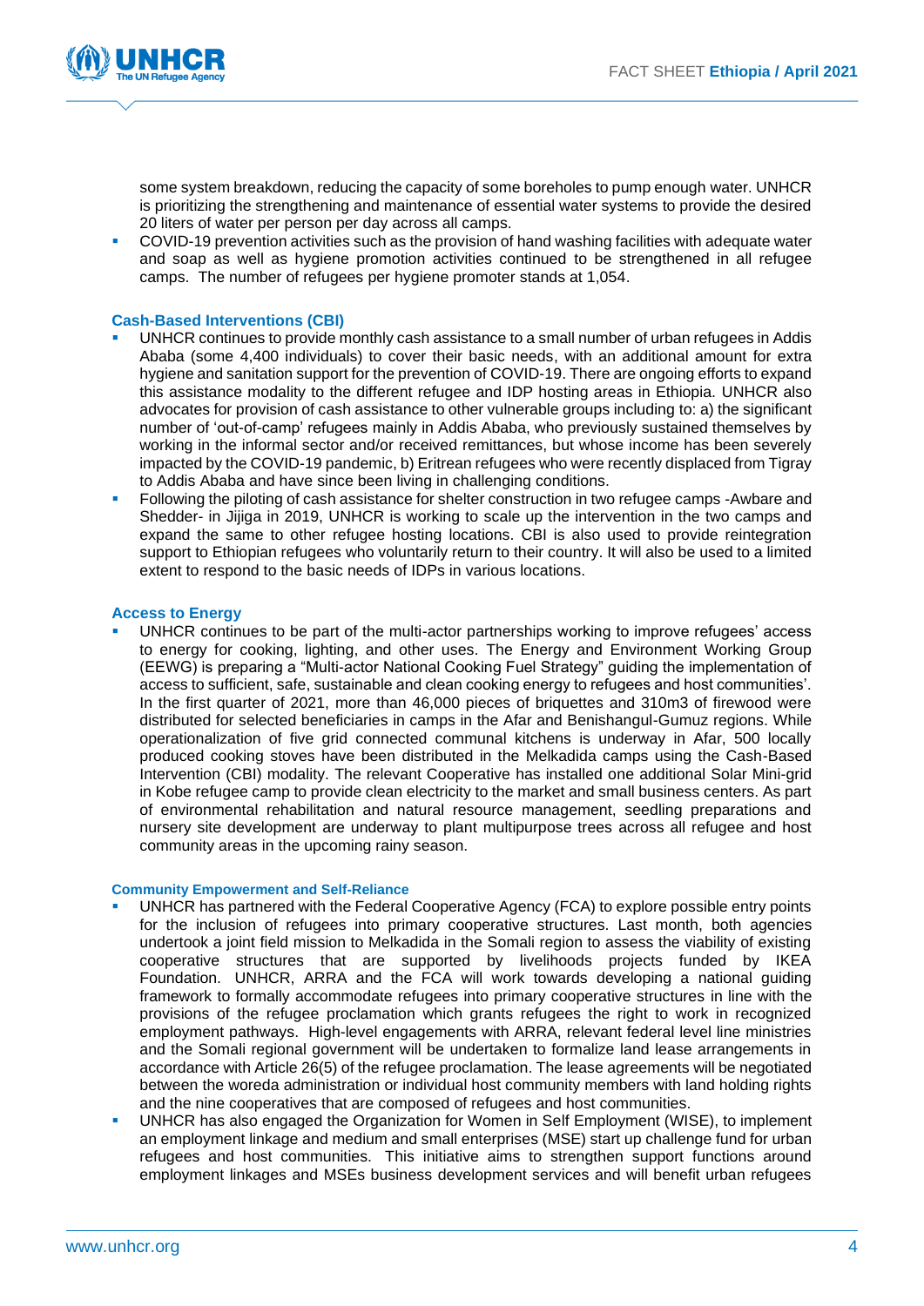some system breakdown, reducing the capacity of some boreholes to pump enough water. UNHCR is prioritizing the strengthening and maintenance of essential water systems to provide the desired 20 liters of water per person per day across all camps.

- COVID-19 prevention activities such as the provision of hand washing facilities with adequate water and soap as well as hygiene promotion activities continued to be strengthened in all refugee camps. The number of refugees per hygiene promoter stands at 1,054.

### Cash-Based Interventions (CBI)

- UNHCR continues to provide monthly cash assistance to a small number of urban refugees in Addis Ababa (some 4,400 individuals) to cover their basic needs, with an additional amount for extra hygiene and sanitation support for the prevention of COVID-19. There are ongoing efforts to expand this assistance modality to the different refugee and IDP hosting areas in Ethiopia. UNHCR also advocates for provision of cash assistance to other vulnerable groups including to: a) the significant number of 'out-of-camp' refugees mainly in Addis Ababa, who previously sustained themselves by working in the informal sector and/or received remittances, but whose income has been severely impacted by the COVID-19 pandemic, b) Eritrean refugees who were recently displaced from Tigray to Addis Ababa and have since been living in challenging conditions.
- Following the piloting of cash assistance for shelter construction in two refugee camps -Awbare and Shedder- in Jijiga in 2019, UNHCR is working to scale up the intervention in the two camps and expand the same to other refugee hosting locations. CBI is also used to provide reintegration support to Ethiopian refugees who voluntarily return to their country. It will also be used to a limited extent to respond to the basic needs of IDPs in various locations.

### Access to Energy

- UNHCR continues to be part of the multi-actor partnerships working to improve refugees' access to energy for cooking, lighting, and other uses. The Energy and Environment Working Group (EEWG) is preparing a "Multi-actor National Cooking Fuel Strategy" guiding the implementation of access to sufficient, safe, sustainable and clean cooking energy to refugees and host communities'. In the first quarter of 2021, more than 46,000 pieces of briquettes and 310m3 of firewood were distributed for selected beneficiaries in camps in the Afar and Benishangul-Gumuz regions. While operationalization of five grid connected communal kitchens is underway in Afar, 500 locally produced cooking stoves have been distributed in the Melkadida camps using the Cash-Based Intervention (CBI) modality. The relevant Cooperative has installed one additional Solar Mini-grid in Kobe refugee camp to provide clean electricity to the market and small business centers. As part of environmental rehabilitation and natural resource management, seedling preparations and nursery site development are underway to plant multipurpose trees across all refugee and host community areas in the upcoming rainy season.

### Community Empowerment and Self-Reliance

- UNHCR has partnered with the Federal Cooperative Agency (FCA) to explore possible entry points for the inclusion of refugees into primary cooperative structures. Last month, both agencies undertook a joint field mission to Melkadida in the Somali region to assess the viability of existing cooperative structures that are supported by livelihoods projects funded by IKEA Foundation. UNHCR, ARRA and the FCA will work towards developing a national guiding framework to formally accommodate refugees into primary cooperative structures in line with the provisions of the refugee proclamation which grants refugees the right to work in recognized employment pathways. High-level engagements with ARRA, relevant federal level line ministries and the Somali regional government will be undertaken to formalize land lease arrangements in accordance with Article 26(5) of the refugee proclamation. The lease agreements will be negotiated between the woreda administration or individual host community members with land holding rights and the nine cooperatives that are composed of refugees and host communities.
- UNHCR has also engaged the Organization for Women in Self Employment (WISE), to implement an employment linkage and medium and small enterprises (MSE) start up challenge fund for urban refugees and host communities. This initiative aims to strengthen support functions around employment linkages and MSEs business development services and will benefit urban refugees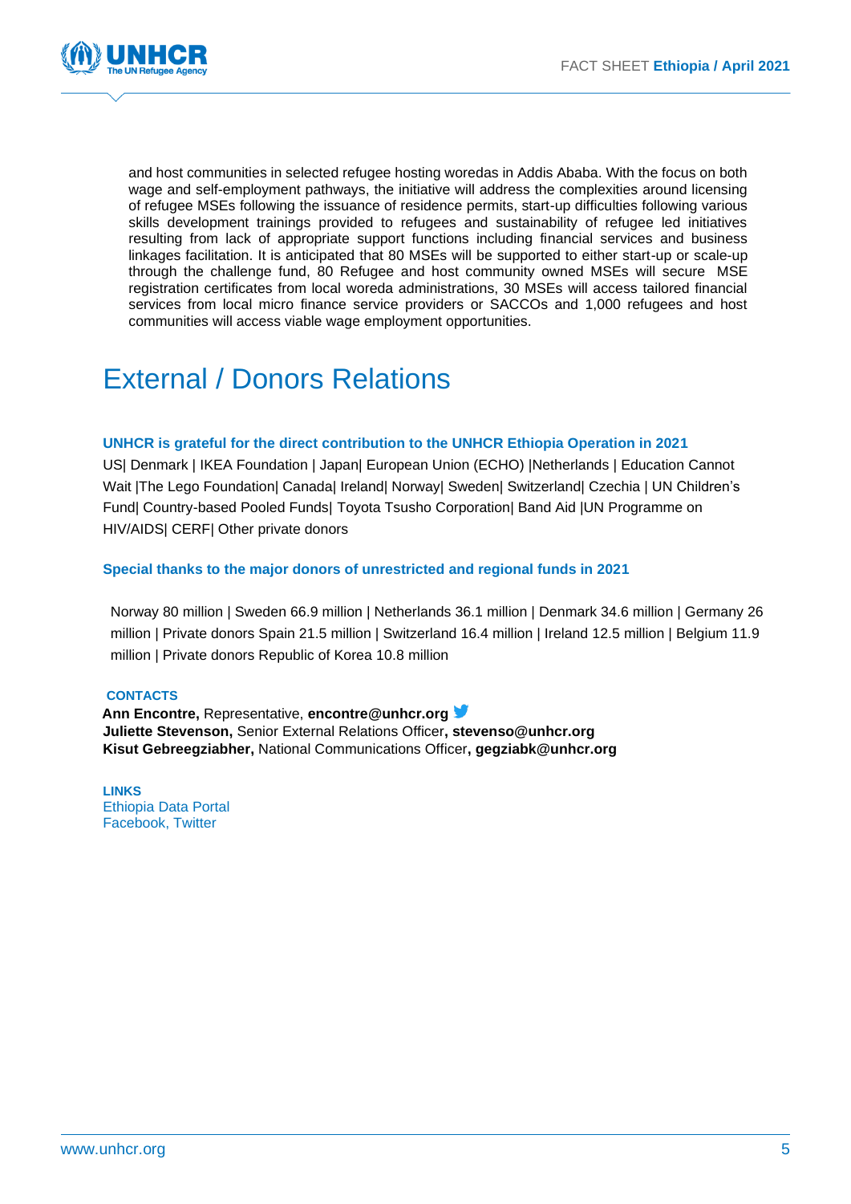and host communities in selected refugee hosting woredas in Addis Ababa. With the focus on both wage and self-employment pathways, the initiative will address the complexities around licensing of refugee MSEs following the issuance of residence permits, start-up difficulties following various skills development trainings provided to refugees and sustainability of refugee led initiatives resulting from lack of appropriate support functions including financial services and business linkages facilitation. It is anticipated that 80 MSEs will be supported to either start-up or scale-up through the challenge fund, 80 Refugee and host community owned MSEs will secure MSE registration certificates from local woreda administrations, 30 MSEs will access tailored financial services from local micro finance service providers or SACCOs and 1,000 refugees and host communities will access viable wage employment opportunities.

# External / Donors Relations

**UNHCR is grateful for the direct contribution to the UNHCR Ethiopia Operation in 2021**

US| Denmark | IKEA Foundation | Japan| European Union (ECHO) |Netherlands | Education Cannot Wait |The Lego Foundation| Canada| Ireland| Norway| Sweden| Switzerland| Czechia | UN Children's Fund| Country-based Pooled Funds| Toyota Tsusho Corporation| Band Aid |UN Programme on HIV/AIDS| CERF| Other private donors

**Special thanks to the major donors of unrestricted and regional funds in 2021**

Norway 80 million | Sweden 66.9 million | Netherlands 36.1 million | Denmark 34.6 million | Germany 26 million | Private donors Spain 21.5 million | Switzerland 16.4 million | Ireland 12.5 million | Belgium 11.9 million | Private donors Republic of Korea 10.8 million

**CONTACTS**

**Ann Encontre,** Representative, **encontre@unhcr.org**
**Juliette Stevenson,** Senior External Relations Officer**, stevenso@unhcr.org**
**Kisut Gebreegziabher,** National Communications Officer**, gegziabk@unhcr.org**

**LINKS**

Ethiopia Data Portal
Facebook, Twitter